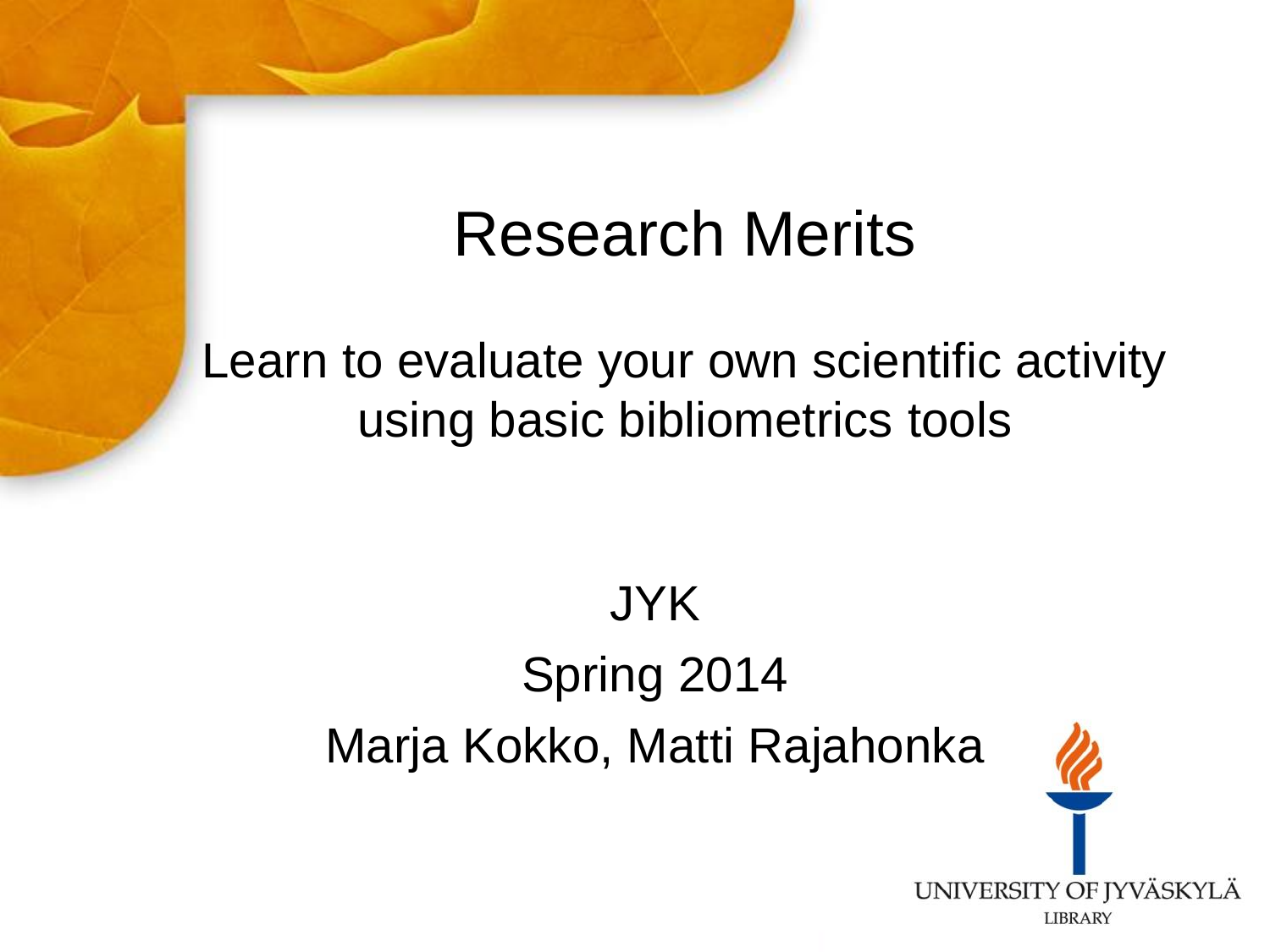# Research Merits

Learn to evaluate your own scientific activity using basic bibliometrics tools

JYK

Spring 2014

Marja Kokko, Matti Rajahonka

UNIVERSITY OF JYVÄSKYLÄ
LIBRARY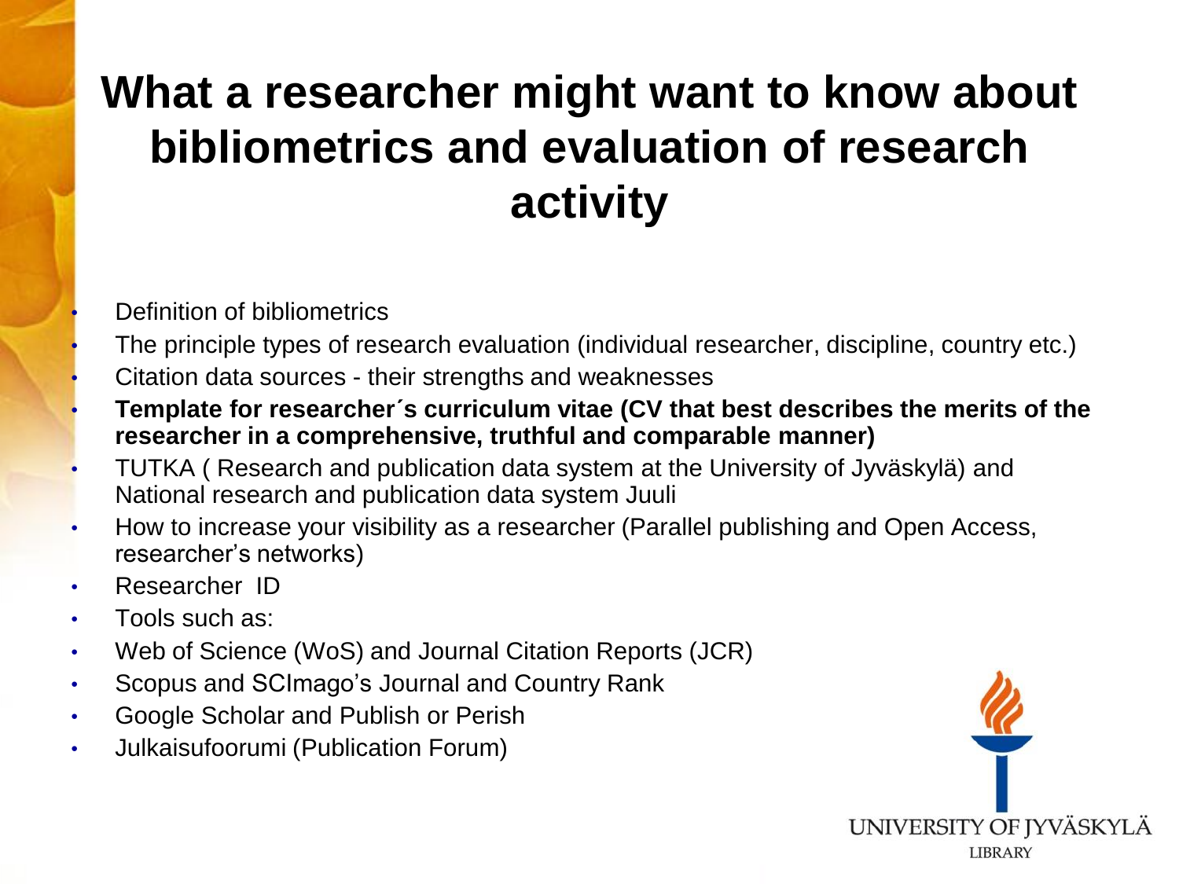# What a researcher might want to know about bibliometrics and evaluation of research activity

- Definition of bibliometrics
- The principle types of research evaluation (individual researcher, discipline, country etc.)
- Citation data sources - their strengths and weaknesses
- **Template for researcher´s curriculum vitae (CV that best describes the merits of the researcher in a comprehensive, truthful and comparable manner)**
- TUTKA ( Research and publication data system at the University of Jyväskylä) and National research and publication data system Juuli
- How to increase your visibility as a researcher (Parallel publishing and Open Access, researcher's networks)
- Researcher ID
- Tools such as:
- Web of Science (WoS) and Journal Citation Reports (JCR)
- Scopus and SCImago's Journal and Country Rank
- Google Scholar and Publish or Perish
- Julkaisufoorumi (Publication Forum)

UNIVERSITY OF JYVÄSKYLÄ
LIBRARY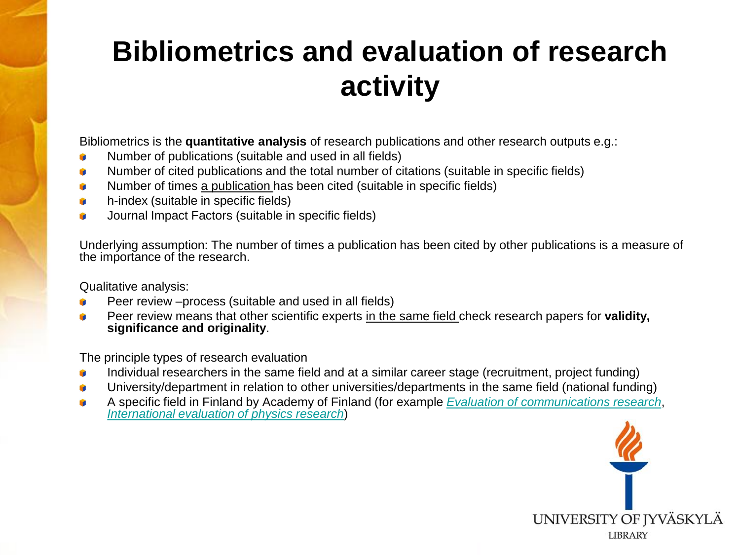# Bibliometrics and evaluation of research activity

Bibliometrics is the **quantitative analysis** of research publications and other research outputs e.g.:

- Number of publications (suitable and used in all fields)
- Number of cited publications and the total number of citations (suitable in specific fields)
- Number of times a publication has been cited (suitable in specific fields)
- h-index (suitable in specific fields)
- Journal Impact Factors (suitable in specific fields)

Underlying assumption: The number of times a publication has been cited by other publications is a measure of the importance of the research.

Qualitative analysis:

- Peer review –process (suitable and used in all fields)
- Peer review means that other scientific experts in the same field check research papers for **validity, significance and originality**.

The principle types of research evaluation

- Individual researchers in the same field and at a similar career stage (recruitment, project funding)
- University/department in relation to other universities/departments in the same field (national funding)
- A specific field in Finland by Academy of Finland (for example *Evaluation of communications research*, *International evaluation of physics research*)

UNIVERSITY OF JYVÄSKYLÄ
LIBRARY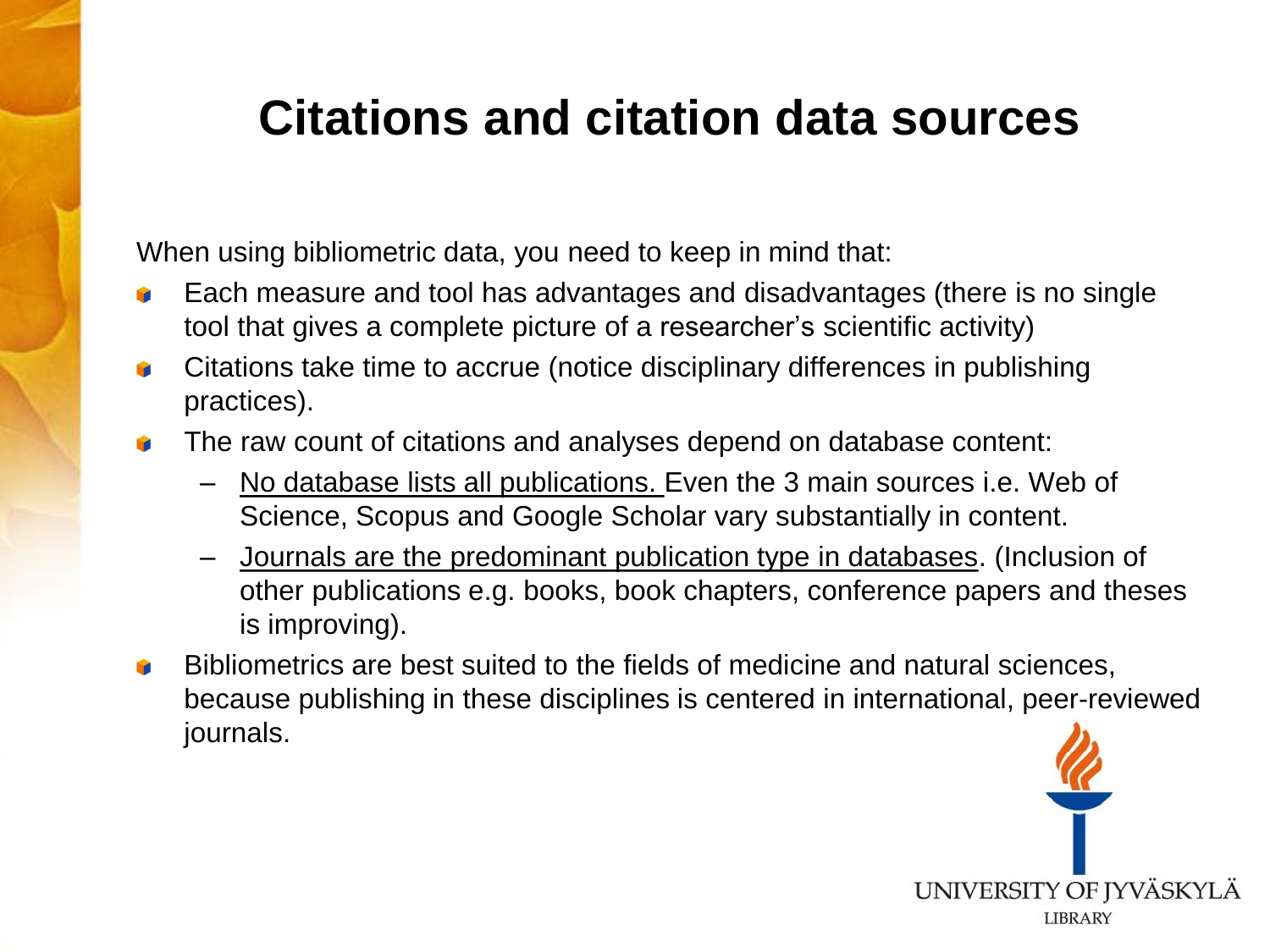# Citations and citation data sources

When using bibliometric data, you need to keep in mind that:

- Each measure and tool has advantages and disadvantages (there is no single tool that gives a complete picture of a researcher's scientific activity)
- Citations take time to accrue (notice disciplinary differences in publishing practices).
- The raw count of citations and analyses depend on database content:
  - <u>No database lists all publications.</u> Even the 3 main sources i.e. Web of Science, Scopus and Google Scholar vary substantially in content.
  - <u>Journals are the predominant publication type in databases</u>. (Inclusion of other publications e.g. books, book chapters, conference papers and theses is improving).
- Bibliometrics are best suited to the fields of medicine and natural sciences, because publishing in these disciplines is centered in international, peer-reviewed journals.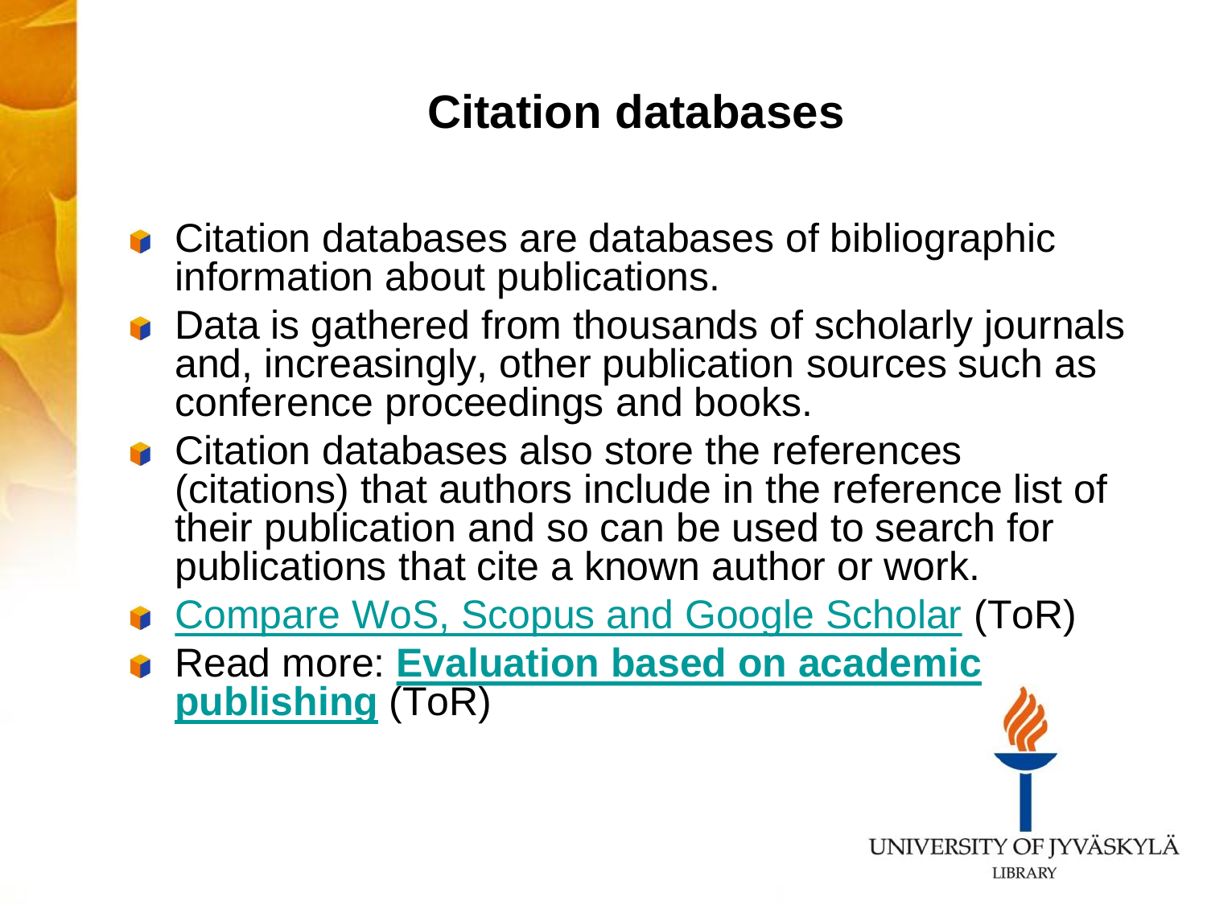# Citation databases

- Citation databases are databases of bibliographic information about publications.
- Data is gathered from thousands of scholarly journals and, increasingly, other publication sources such as conference proceedings and books.
- Citation databases also store the references (citations) that authors include in the reference list of their publication and so can be used to search for publications that cite a known author or work.
- Compare WoS, Scopus and Google Scholar (ToR)
- Read more: **Evaluation based on academic publishing** (ToR)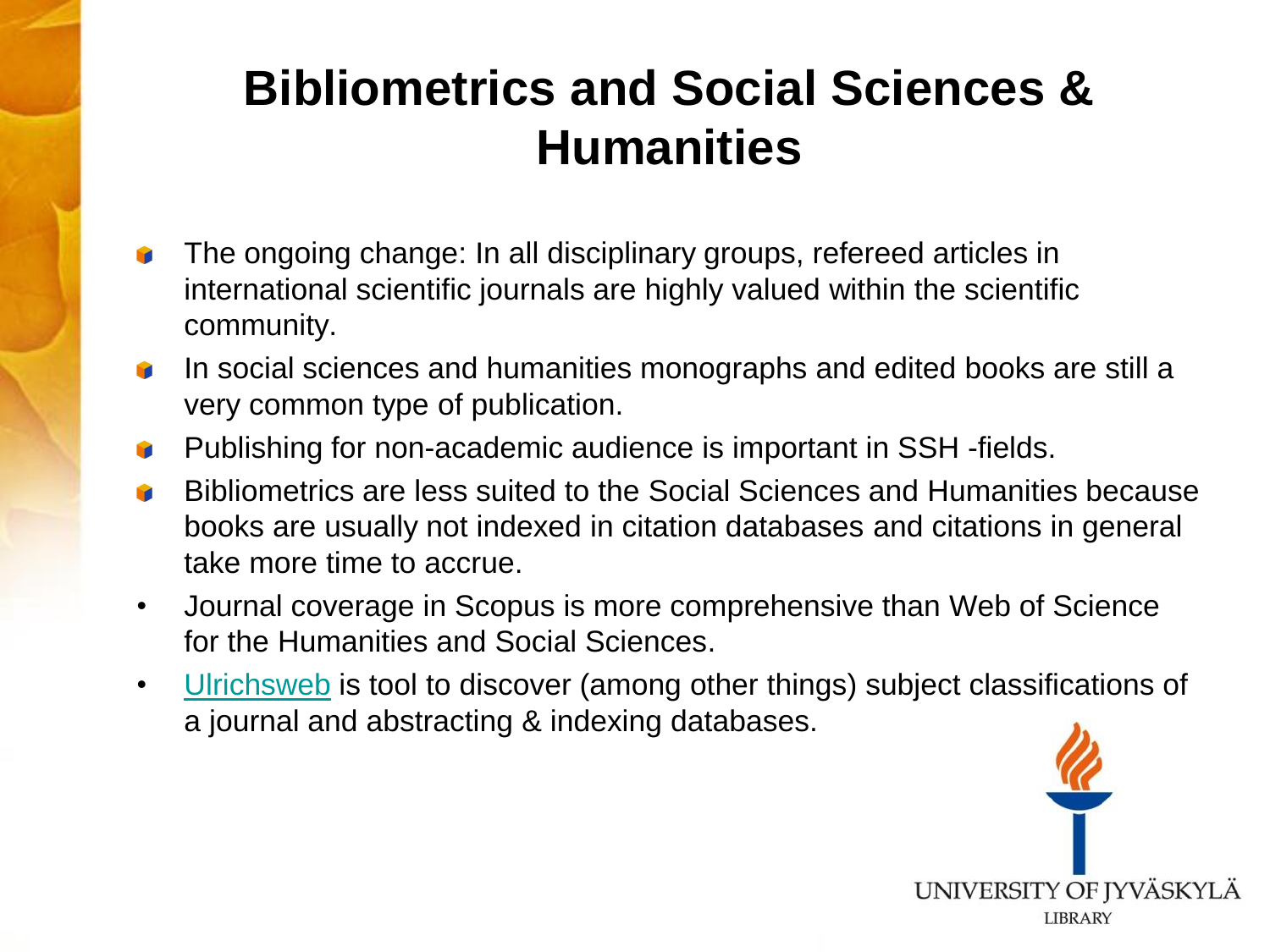# Bibliometrics and Social Sciences & Humanities

- The ongoing change: In all disciplinary groups, refereed articles in international scientific journals are highly valued within the scientific community.
- In social sciences and humanities monographs and edited books are still a very common type of publication.
- Publishing for non-academic audience is important in SSH -fields.
- Bibliometrics are less suited to the Social Sciences and Humanities because books are usually not indexed in citation databases and citations in general take more time to accrue.
- Journal coverage in Scopus is more comprehensive than Web of Science for the Humanities and Social Sciences.
- Ulrichsweb is tool to discover (among other things) subject classifications of a journal and abstracting & indexing databases.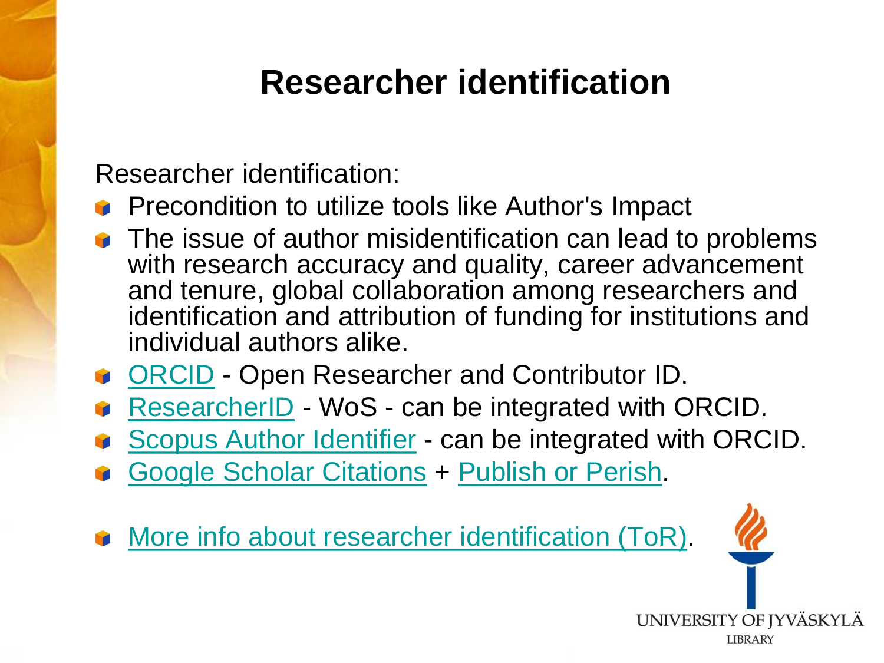# Researcher identification

Researcher identification:

- Precondition to utilize tools like Author's Impact
- The issue of author misidentification can lead to problems with research accuracy and quality, career advancement and tenure, global collaboration among researchers and identification and attribution of funding for institutions and individual authors alike.
- ORCID - Open Researcher and Contributor ID.
- ResearcherID - WoS - can be integrated with ORCID.
- Scopus Author Identifier - can be integrated with ORCID.
- Google Scholar Citations + Publish or Perish.
- More info about researcher identification (ToR).

UNIVERSITY OF JYVÄSKYLÄ
LIBRARY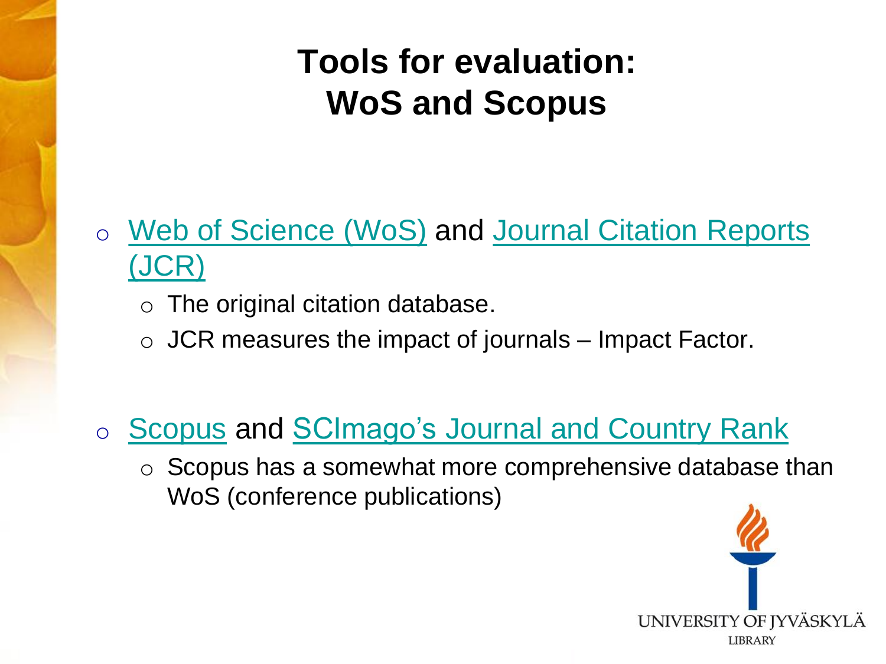# Tools for evaluation: WoS and Scopus

- Web of Science (WoS) and Journal Citation Reports (JCR)
  - The original citation database.
  - JCR measures the impact of journals – Impact Factor.

- Scopus and SCImago's Journal and Country Rank
  - Scopus has a somewhat more comprehensive database than WoS (conference publications)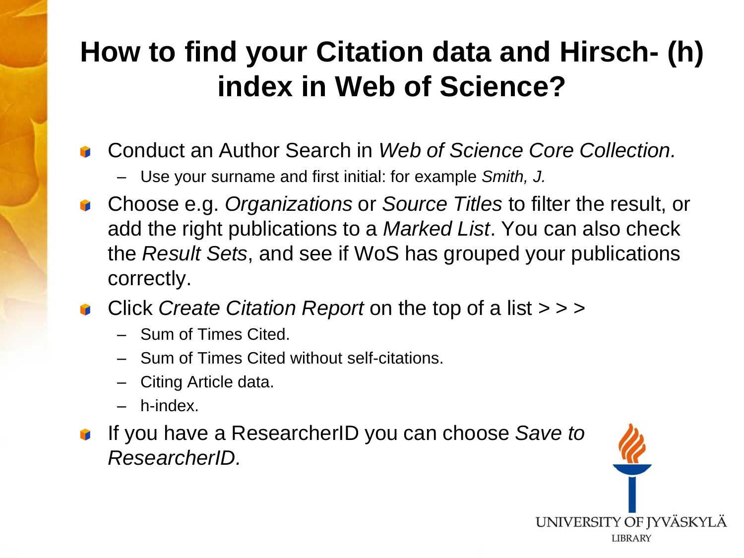# How to find your Citation data and Hirsch- (h) index in Web of Science?

- Conduct an Author Search in *Web of Science Core Collection.*
  - Use your surname and first initial: for example *Smith, J.*
- Choose e.g. *Organizations* or *Source Titles* to filter the result, or add the right publications to a *Marked List*. You can also check the *Result Sets*, and see if WoS has grouped your publications correctly.
- Click *Create Citation Report* on the top of a list > > >
  - Sum of Times Cited.
  - Sum of Times Cited without self-citations.
  - Citing Article data.
  - h-index.
- If you have a ResearcherID you can choose *Save to ResearcherID.*

UNIVERSITY OF JYVÄSKYLÄ
LIBRARY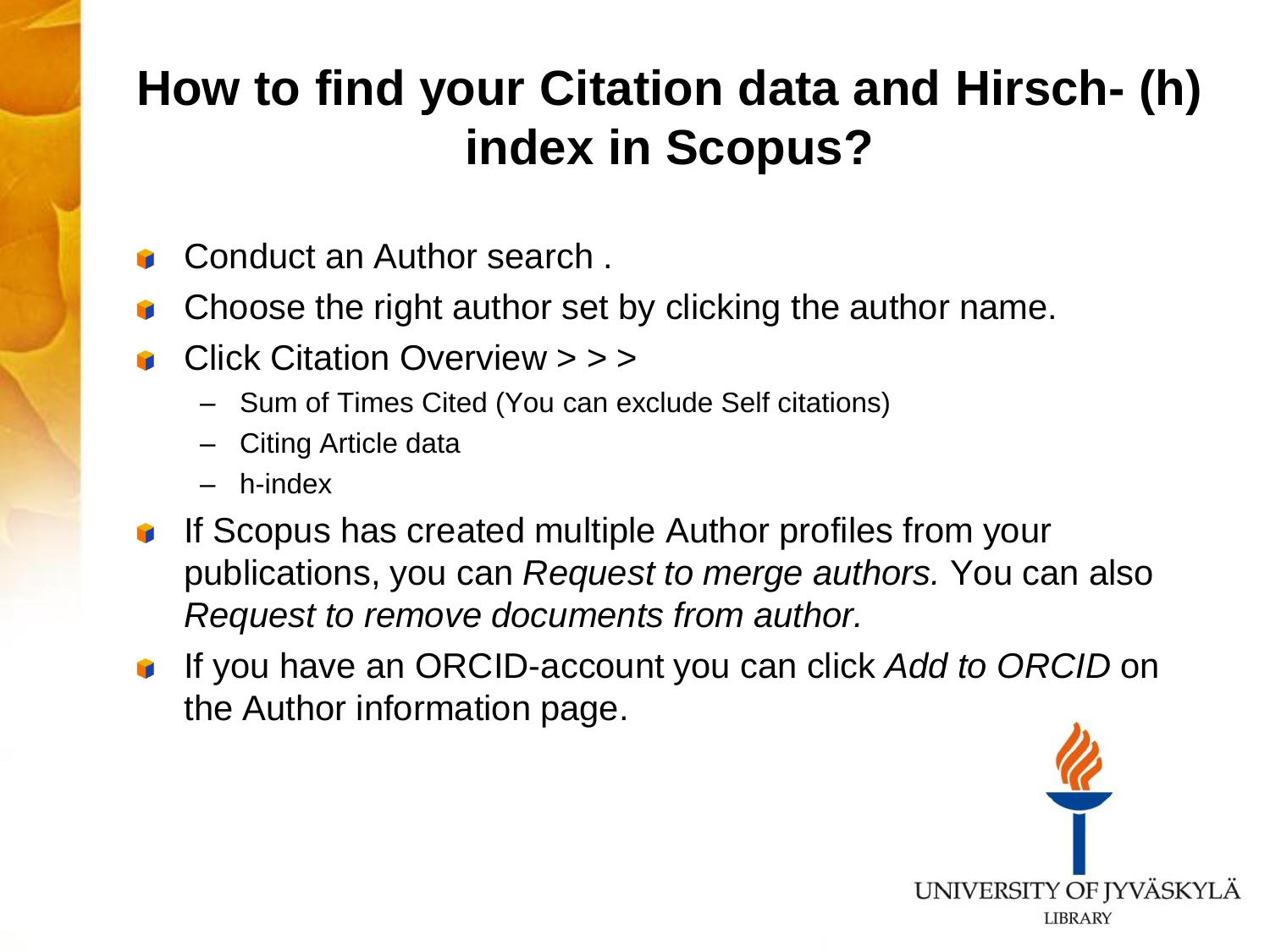# How to find your Citation data and Hirsch- (h) index in Scopus?

- Conduct an Author search .
- Choose the right author set by clicking the author name.
- Click Citation Overview > > >
  - Sum of Times Cited (You can exclude Self citations)
  - Citing Article data
  - h-index
- If Scopus has created multiple Author profiles from your publications, you can *Request to merge authors.* You can also *Request to remove documents from author.*
- If you have an ORCID-account you can click *Add to ORCID* on the Author information page.

UNIVERSITY OF JYVÄSKYLÄ
LIBRARY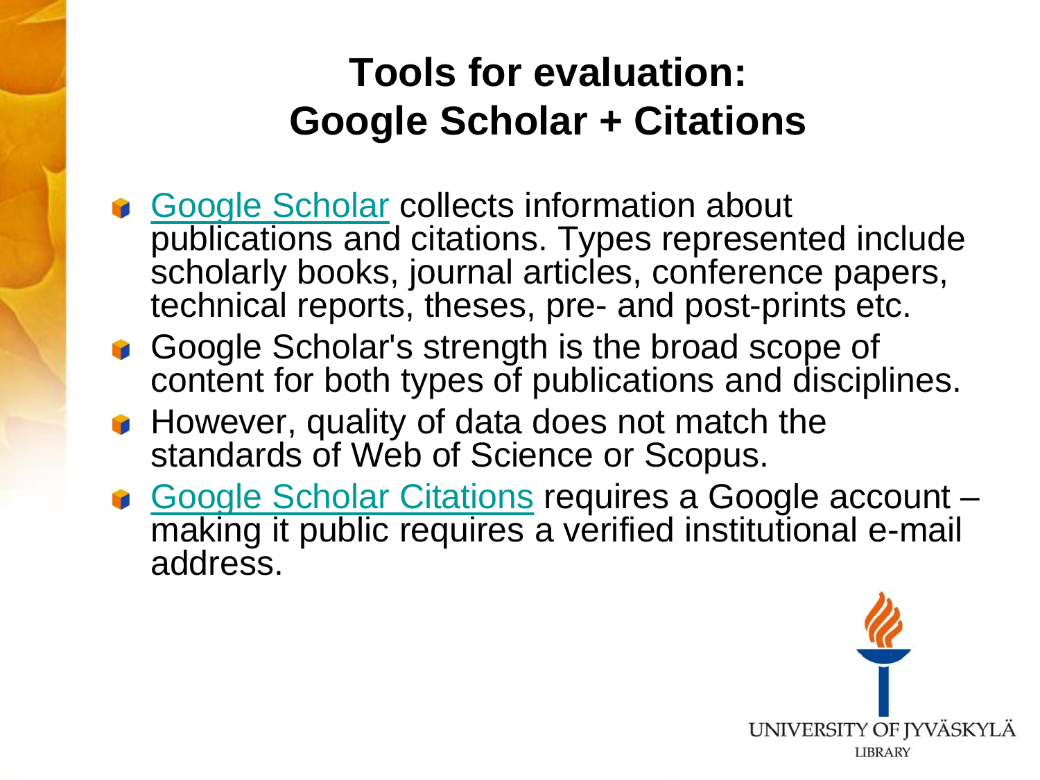# Tools for evaluation: Google Scholar + Citations

- Google Scholar collects information about publications and citations. Types represented include scholarly books, journal articles, conference papers, technical reports, theses, pre- and post-prints etc.
- Google Scholar's strength is the broad scope of content for both types of publications and disciplines.
- However, quality of data does not match the standards of Web of Science or Scopus.
- Google Scholar Citations requires a Google account – making it public requires a verified institutional e-mail address.

UNIVERSITY OF JYVÄSKYLÄ LIBRARY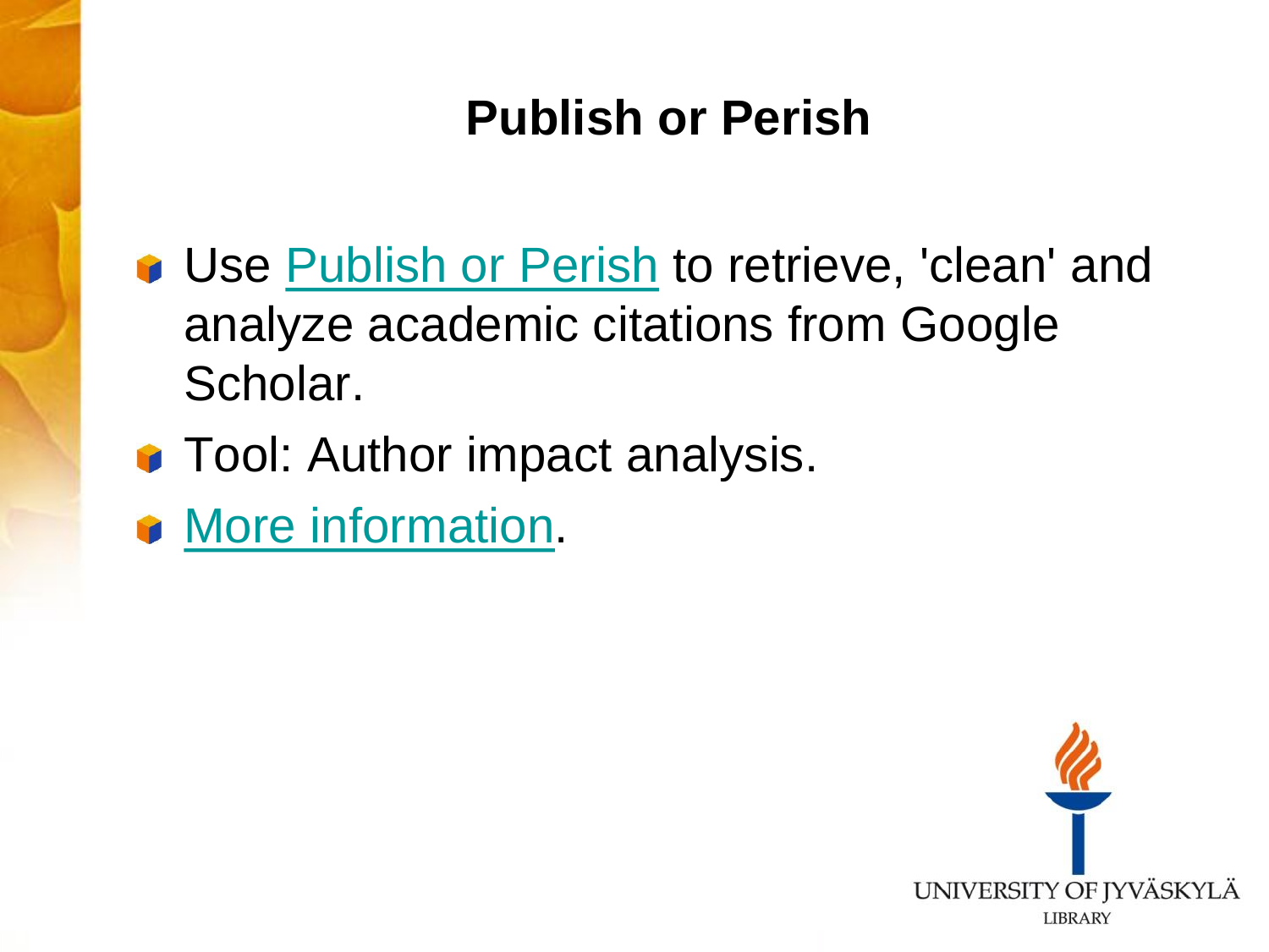# Publish or Perish

- Use Publish or Perish to retrieve, 'clean' and analyze academic citations from Google Scholar.
- Tool: Author impact analysis.
- More information.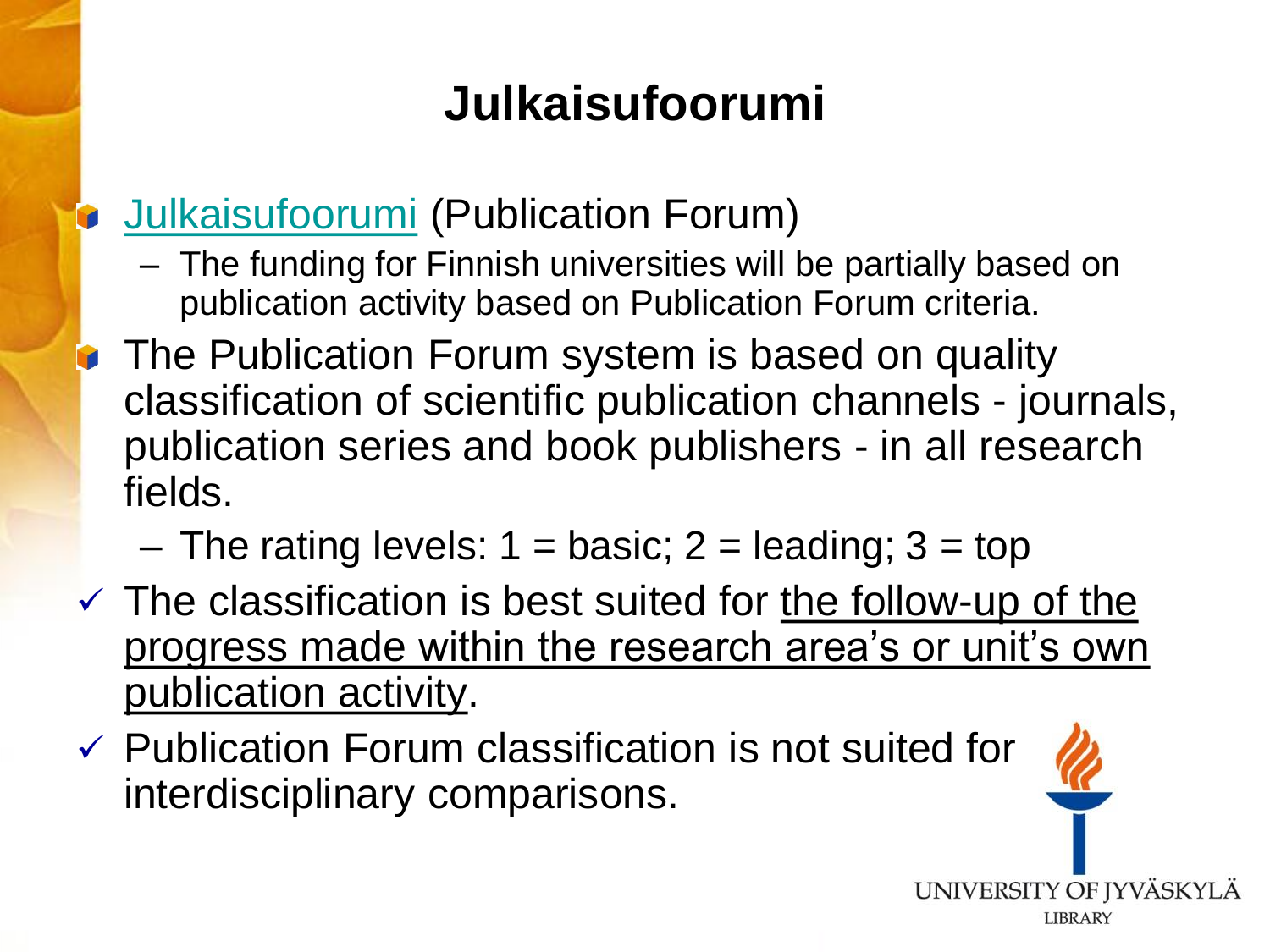# Julkaisufoorumi

- Julkaisufoorumi (Publication Forum)
  - The funding for Finnish universities will be partially based on publication activity based on Publication Forum criteria.
- The Publication Forum system is based on quality classification of scientific publication channels - journals, publication series and book publishers - in all research fields.
  - The rating levels: 1 = basic; 2 = leading; 3 = top

✓ The classification is best suited for <u>the follow-up of the progress made within the research area's or unit's own publication activity</u>.

✓ Publication Forum classification is not suited for interdisciplinary comparisons.

UNIVERSITY OF JYVÄSKYLÄ
LIBRARY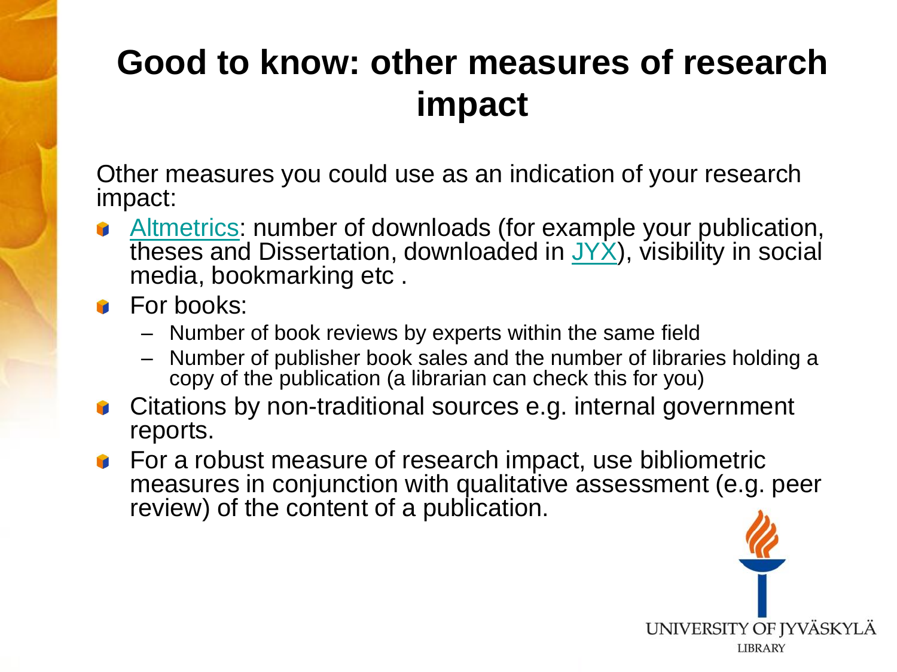# Good to know: other measures of research impact

Other measures you could use as an indication of your research impact:

- Altmetrics: number of downloads (for example your publication, theses and Dissertation, downloaded in JYX), visibility in social media, bookmarking etc .
- For books:
  - Number of book reviews by experts within the same field
  - Number of publisher book sales and the number of libraries holding a copy of the publication (a librarian can check this for you)
- Citations by non-traditional sources e.g. internal government reports.
- For a robust measure of research impact, use bibliometric measures in conjunction with qualitative assessment (e.g. peer review) of the content of a publication.

UNIVERSITY OF JYVÄSKYLÄ
LIBRARY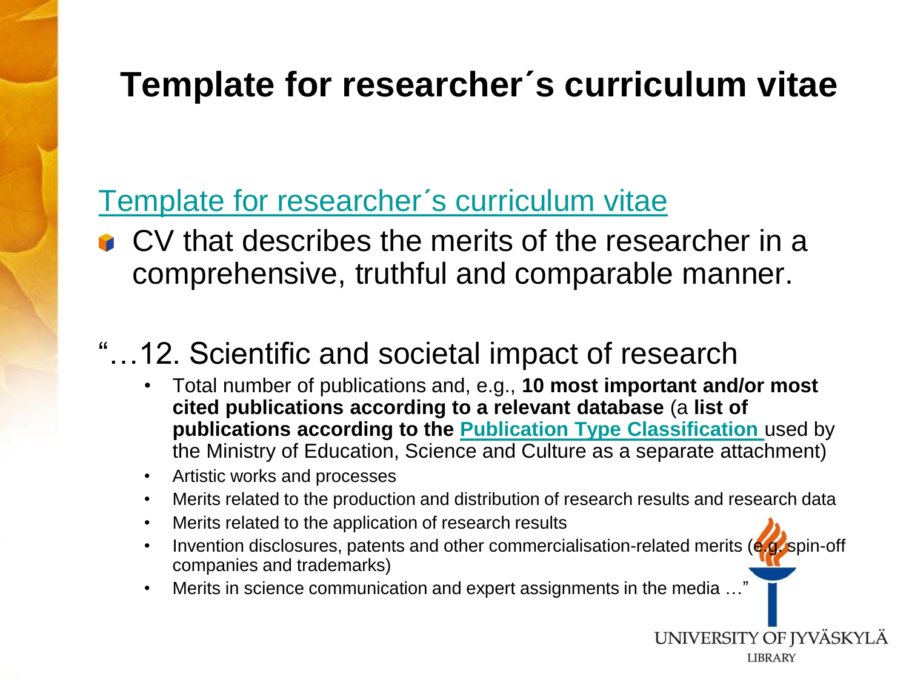# Template for researcher´s curriculum vitae

Template for researcher´s curriculum vitae

- CV that describes the merits of the researcher in a comprehensive, truthful and comparable manner.

"…12. Scientific and societal impact of research

- Total number of publications and, e.g., **10 most important and/or most cited publications according to a relevant database** (a **list of publications according to the Publication Type Classification** used by the Ministry of Education, Science and Culture as a separate attachment)
- Artistic works and processes
- Merits related to the production and distribution of research results and research data
- Merits related to the application of research results
- Invention disclosures, patents and other commercialisation-related merits (e.g. spin-off companies and trademarks)
- Merits in science communication and expert assignments in the media …"

UNIVERSITY OF JYVÄSKYLÄ
LIBRARY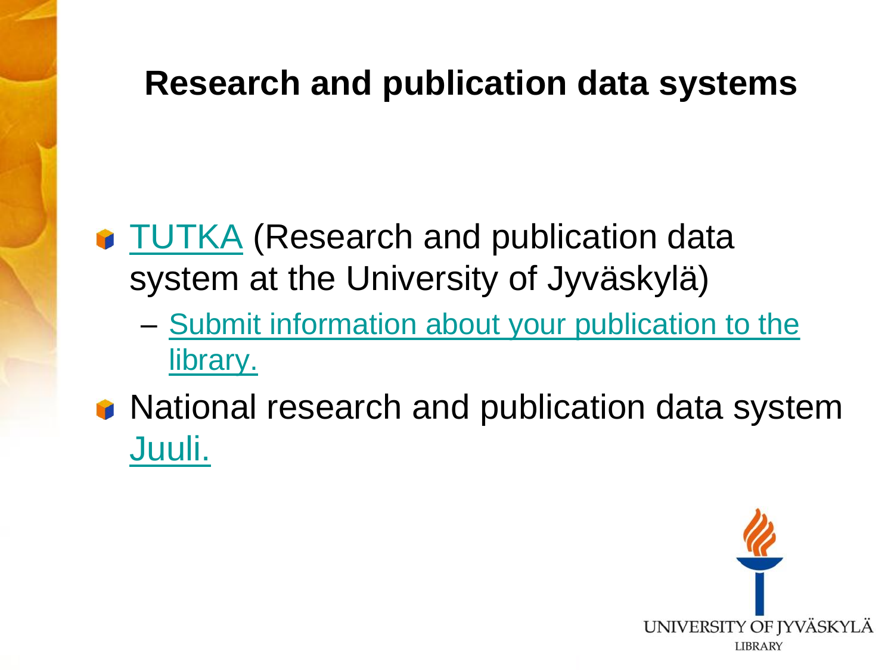# Research and publication data systems

- TUTKA (Research and publication data system at the University of Jyväskylä)
  - Submit information about your publication to the library.
- National research and publication data system Juuli.

UNIVERSITY OF JYVÄSKYLÄ
LIBRARY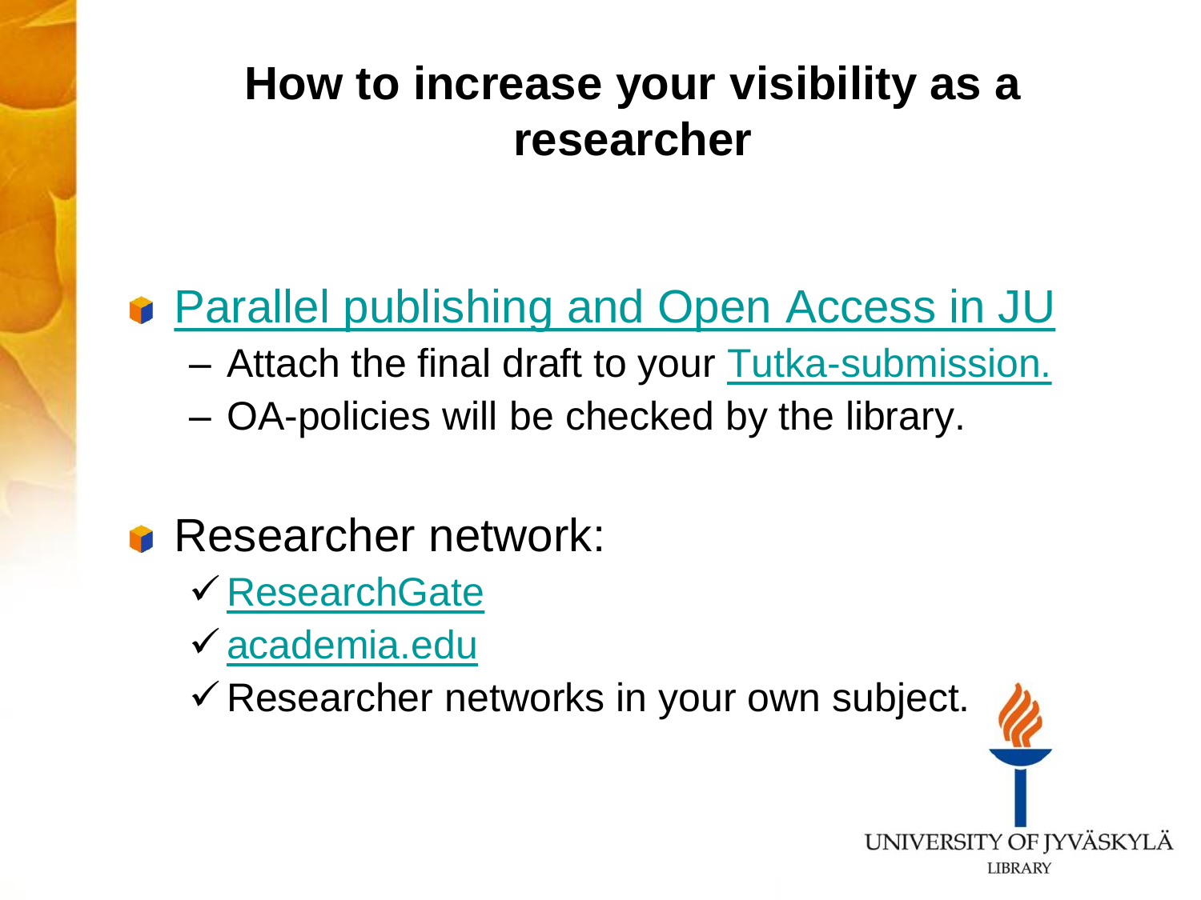# How to increase your visibility as a researcher

- Parallel publishing and Open Access in JU
  - Attach the final draft to your Tutka-submission.
  - OA-policies will be checked by the library.

- Researcher network:
  - ✓ ResearchGate
  - ✓ academia.edu
  - ✓ Researcher networks in your own subject.

UNIVERSITY OF JYVÄSKYLÄ
LIBRARY